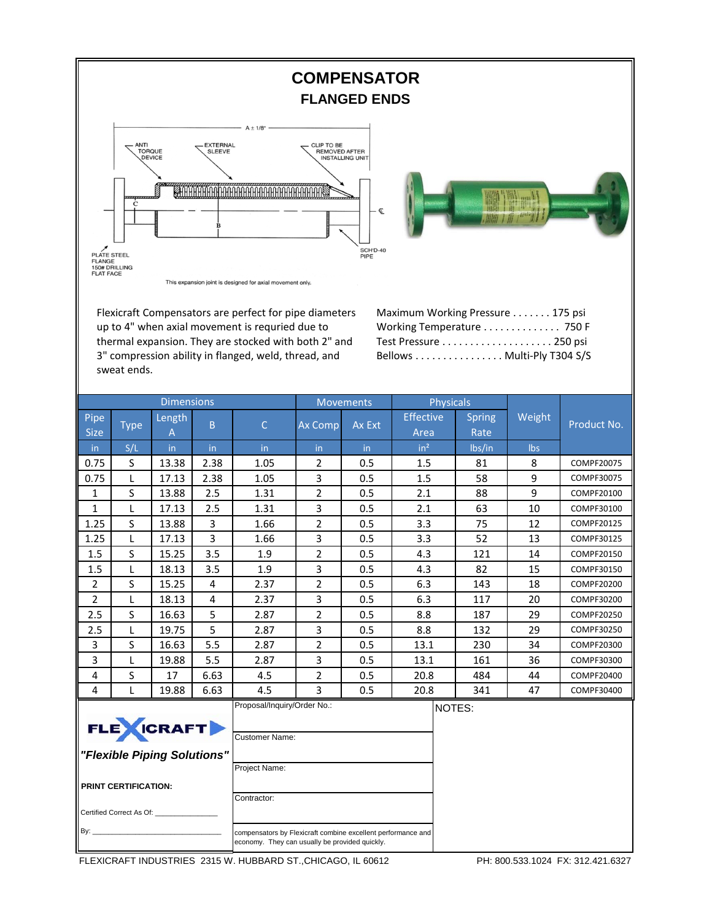# COMPENSATOR

## FLANGED ENDS

A ± 1/8"

ANTI TORQUE DEVICE

EXTERNAL SLEEVE

CLIP TO BE REMOVED AFTER INSTALLING UNIT

C

B

℄

PLATE STEEL FLANGE 150# DRILLING FLAT FACE

SCH'D-40 PIPE

This expansion joint is designed for axial movement only.

Flexicraft Compensators are perfect for pipe diameters up to 4" when axial movement is requried due to thermal expansion. They are stocked with both 2" and 3" compression ability in flanged, weld, thread, and sweat ends.

Maximum Working Pressure . . . . . . . 175 psi
Working Temperature . . . . . . . . . . . . . . 750 F
Test Pressure . . . . . . . . . . . . . . . . . . . . 250 psi
Bellows . . . . . . . . . . . . . . . . Multi-Ply T304 S/S

| Dimensions | | | | | Movements | | Physicals | | Weight | Product No. |
|---|---|---|---|---|---|---|---|---|---|---|
| Pipe Size | Type | Length A | B | C | Ax Comp | Ax Ext | Effective Area | Spring Rate | Weight | Product No. |
| in | S/L | in | in | in | in | in | in² | lbs/in | lbs | |
| 0.75 | S | 13.38 | 2.38 | 1.05 | 2 | 0.5 | 1.5 | 81 | 8 | COMPF20075 |
| 0.75 | L | 17.13 | 2.38 | 1.05 | 3 | 0.5 | 1.5 | 58 | 9 | COMPF30075 |
| 1 | S | 13.88 | 2.5 | 1.31 | 2 | 0.5 | 2.1 | 88 | 9 | COMPF20100 |
| 1 | L | 17.13 | 2.5 | 1.31 | 3 | 0.5 | 2.1 | 63 | 10 | COMPF30100 |
| 1.25 | S | 13.88 | 3 | 1.66 | 2 | 0.5 | 3.3 | 75 | 12 | COMPF20125 |
| 1.25 | L | 17.13 | 3 | 1.66 | 3 | 0.5 | 3.3 | 52 | 13 | COMPF30125 |
| 1.5 | S | 15.25 | 3.5 | 1.9 | 2 | 0.5 | 4.3 | 121 | 14 | COMPF20150 |
| 1.5 | L | 18.13 | 3.5 | 1.9 | 3 | 0.5 | 4.3 | 82 | 15 | COMPF30150 |
| 2 | S | 15.25 | 4 | 2.37 | 2 | 0.5 | 6.3 | 143 | 18 | COMPF20200 |
| 2 | L | 18.13 | 4 | 2.37 | 3 | 0.5 | 6.3 | 117 | 20 | COMPF30200 |
| 2.5 | S | 16.63 | 5 | 2.87 | 2 | 0.5 | 8.8 | 187 | 29 | COMPF20250 |
| 2.5 | L | 19.75 | 5 | 2.87 | 3 | 0.5 | 8.8 | 132 | 29 | COMPF30250 |
| 3 | S | 16.63 | 5.5 | 2.87 | 2 | 0.5 | 13.1 | 230 | 34 | COMPF20300 |
| 3 | L | 19.88 | 5.5 | 2.87 | 3 | 0.5 | 13.1 | 161 | 36 | COMPF30300 |
| 4 | S | 17 | 6.63 | 4.5 | 2 | 0.5 | 20.8 | 484 | 44 | COMPF20400 |
| 4 | L | 19.88 | 6.63 | 4.5 | 3 | 0.5 | 20.8 | 341 | 47 | COMPF30400 |

FLEXICRAFT

***"Flexible Piping Solutions"***

**PRINT CERTIFICATION:**

Certified Correct As Of: _______________

By: _________________________________

Proposal/Inquiry/Order No.:

Customer Name:

Project Name:

Contractor:

compensators by Flexicraft combine excellent performance and economy. They can usually be provided quickly.

NOTES:

FLEXICRAFT INDUSTRIES 2315 W. HUBBARD ST.,CHICAGO, IL 60612 PH: 800.533.1024 FX: 312.421.6327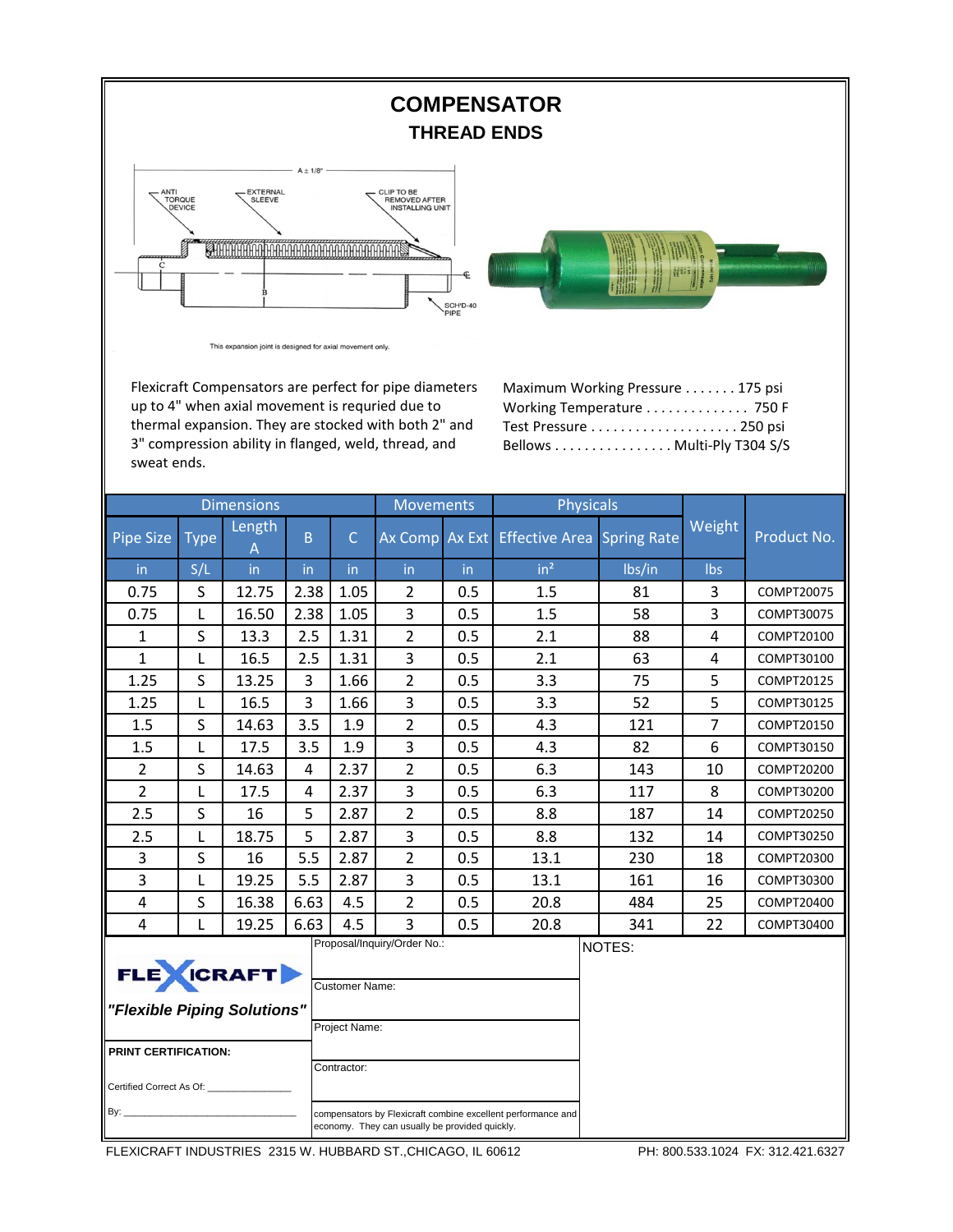# COMPENSATOR

## THREAD ENDS

A ± 1/8"

ANTI TORQUE DEVICE

EXTERNAL SLEEVE

CLIP TO BE REMOVED AFTER INSTALLING UNIT

C

B

SCH'D-40 PIPE

This expansion joint is designed for axial movement only.

Flexicraft Compensators are perfect for pipe diameters up to 4" when axial movement is requried due to thermal expansion. They are stocked with both 2" and 3" compression ability in flanged, weld, thread, and sweat ends.

Maximum Working Pressure . . . . . . . 175 psi
Working Temperature . . . . . . . . . . . . . . 750 F
Test Pressure . . . . . . . . . . . . . . . . . . . . 250 psi
Bellows . . . . . . . . . . . . . . . . Multi-Ply T304 S/S

| Dimensions | | | | | Movements | | Physicals | | Weight | Product No. |
|---|---|---|---|---|---|---|---|---|---|---|
| Pipe Size | Type | Length A | B | C | Ax Comp | Ax Ext | Effective Area | Spring Rate | | |
| in | S/L | in | in | in | in | in | in² | lbs/in | lbs | |
| 0.75 | S | 12.75 | 2.38 | 1.05 | 2 | 0.5 | 1.5 | 81 | 3 | COMPT20075 |
| 0.75 | L | 16.50 | 2.38 | 1.05 | 3 | 0.5 | 1.5 | 58 | 3 | COMPT30075 |
| 1 | S | 13.3 | 2.5 | 1.31 | 2 | 0.5 | 2.1 | 88 | 4 | COMPT20100 |
| 1 | L | 16.5 | 2.5 | 1.31 | 3 | 0.5 | 2.1 | 63 | 4 | COMPT30100 |
| 1.25 | S | 13.25 | 3 | 1.66 | 2 | 0.5 | 3.3 | 75 | 5 | COMPT20125 |
| 1.25 | L | 16.5 | 3 | 1.66 | 3 | 0.5 | 3.3 | 52 | 5 | COMPT30125 |
| 1.5 | S | 14.63 | 3.5 | 1.9 | 2 | 0.5 | 4.3 | 121 | 7 | COMPT20150 |
| 1.5 | L | 17.5 | 3.5 | 1.9 | 3 | 0.5 | 4.3 | 82 | 6 | COMPT30150 |
| 2 | S | 14.63 | 4 | 2.37 | 2 | 0.5 | 6.3 | 143 | 10 | COMPT20200 |
| 2 | L | 17.5 | 4 | 2.37 | 3 | 0.5 | 6.3 | 117 | 8 | COMPT30200 |
| 2.5 | S | 16 | 5 | 2.87 | 2 | 0.5 | 8.8 | 187 | 14 | COMPT20250 |
| 2.5 | L | 18.75 | 5 | 2.87 | 3 | 0.5 | 8.8 | 132 | 14 | COMPT30250 |
| 3 | S | 16 | 5.5 | 2.87 | 2 | 0.5 | 13.1 | 230 | 18 | COMPT20300 |
| 3 | L | 19.25 | 5.5 | 2.87 | 3 | 0.5 | 13.1 | 161 | 16 | COMPT30300 |
| 4 | S | 16.38 | 6.63 | 4.5 | 2 | 0.5 | 20.8 | 484 | 25 | COMPT20400 |
| 4 | L | 19.25 | 6.63 | 4.5 | 3 | 0.5 | 20.8 | 341 | 22 | COMPT30400 |

FLEXICRAFT

***"Flexible Piping Solutions"***

**PRINT CERTIFICATION:**

Certified Correct As Of: _______________

By: _______________________________

Proposal/Inquiry/Order No.:

Customer Name:

Project Name:

Contractor:

compensators by Flexicraft combine excellent performance and economy. They can usually be provided quickly.

NOTES:

FLEXICRAFT INDUSTRIES 2315 W. HUBBARD ST.,CHICAGO, IL 60612    PH: 800.533.1024 FX: 312.421.6327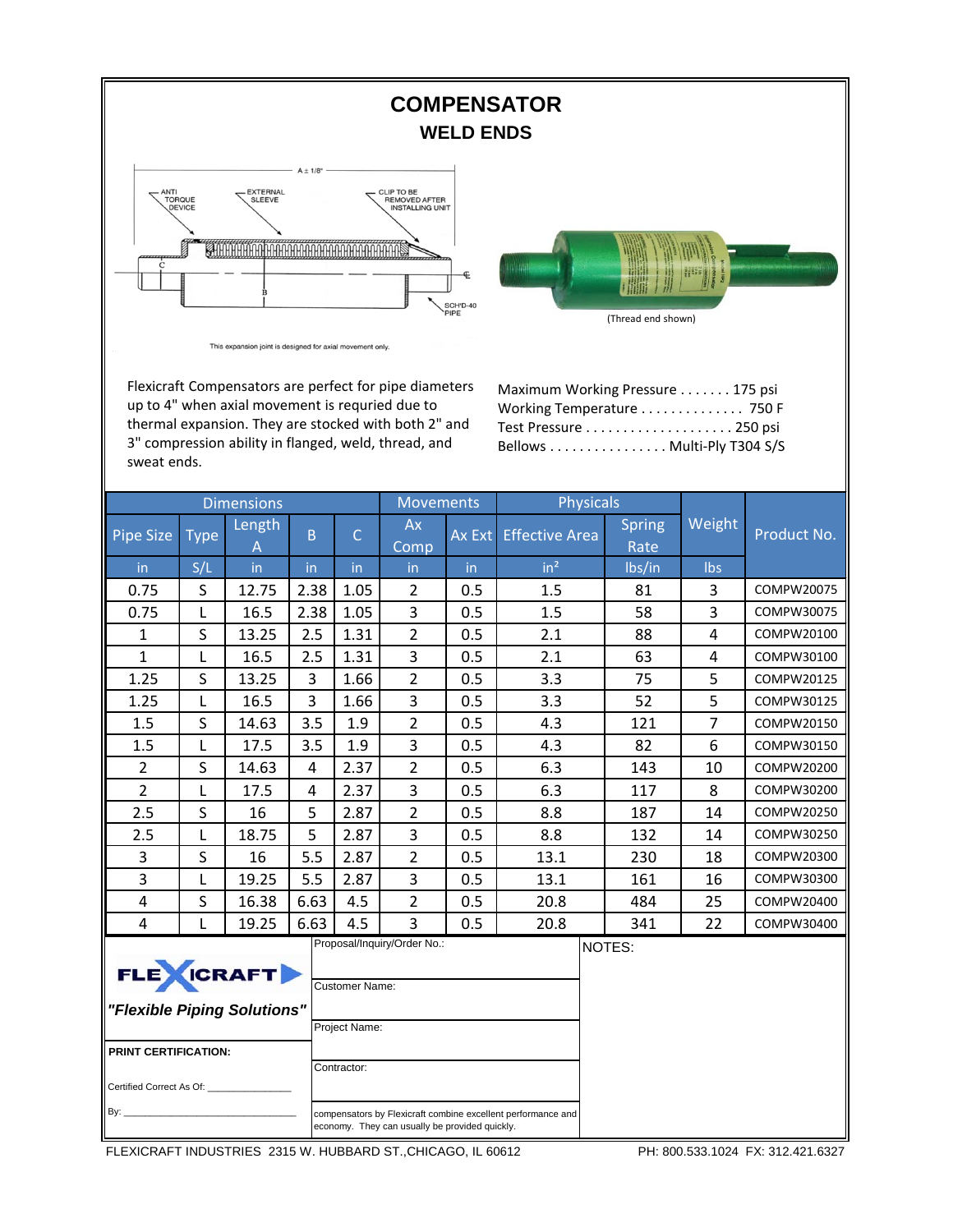# COMPENSATOR

## WELD ENDS

A ± 1/8"

ANTI TORQUE DEVICE

EXTERNAL SLEEVE

CLIP TO BE REMOVED AFTER INSTALLING UNIT

C

B

SCH'D-40 PIPE

This expansion joint is designed for axial movement only.

(Thread end shown)

Flexicraft Compensators are perfect for pipe diameters up to 4" when axial movement is requried due to thermal expansion. They are stocked with both 2" and 3" compression ability in flanged, weld, thread, and sweat ends.

Maximum Working Pressure . . . . . . . 175 psi
Working Temperature . . . . . . . . . . . . . . 750 F
Test Pressure . . . . . . . . . . . . . . . . . . . . 250 psi
Bellows . . . . . . . . . . . . . . . . Multi-Ply T304 S/S

| Dimensions | | | | | Movements | | Physicals | | | |
|---|---|---|---|---|---|---|---|---|---|---|
| Pipe Size | Type | Length A | B | C | Ax Comp | Ax Ext | Effective Area | Spring Rate | Weight | Product No. |
| in | S/L | in | in | in | in | in | in² | lbs/in | lbs | |
| 0.75 | S | 12.75 | 2.38 | 1.05 | 2 | 0.5 | 1.5 | 81 | 3 | COMPW20075 |
| 0.75 | L | 16.5 | 2.38 | 1.05 | 3 | 0.5 | 1.5 | 58 | 3 | COMPW30075 |
| 1 | S | 13.25 | 2.5 | 1.31 | 2 | 0.5 | 2.1 | 88 | 4 | COMPW20100 |
| 1 | L | 16.5 | 2.5 | 1.31 | 3 | 0.5 | 2.1 | 63 | 4 | COMPW30100 |
| 1.25 | S | 13.25 | 3 | 1.66 | 2 | 0.5 | 3.3 | 75 | 5 | COMPW20125 |
| 1.25 | L | 16.5 | 3 | 1.66 | 3 | 0.5 | 3.3 | 52 | 5 | COMPW30125 |
| 1.5 | S | 14.63 | 3.5 | 1.9 | 2 | 0.5 | 4.3 | 121 | 7 | COMPW20150 |
| 1.5 | L | 17.5 | 3.5 | 1.9 | 3 | 0.5 | 4.3 | 82 | 6 | COMPW30150 |
| 2 | S | 14.63 | 4 | 2.37 | 2 | 0.5 | 6.3 | 143 | 10 | COMPW20200 |
| 2 | L | 17.5 | 4 | 2.37 | 3 | 0.5 | 6.3 | 117 | 8 | COMPW30200 |
| 2.5 | S | 16 | 5 | 2.87 | 2 | 0.5 | 8.8 | 187 | 14 | COMPW20250 |
| 2.5 | L | 18.75 | 5 | 2.87 | 3 | 0.5 | 8.8 | 132 | 14 | COMPW30250 |
| 3 | S | 16 | 5.5 | 2.87 | 2 | 0.5 | 13.1 | 230 | 18 | COMPW20300 |
| 3 | L | 19.25 | 5.5 | 2.87 | 3 | 0.5 | 13.1 | 161 | 16 | COMPW30300 |
| 4 | S | 16.38 | 6.63 | 4.5 | 2 | 0.5 | 20.8 | 484 | 25 | COMPW20400 |
| 4 | L | 19.25 | 6.63 | 4.5 | 3 | 0.5 | 20.8 | 341 | 22 | COMPW30400 |

FLEXICRAFT

*"Flexible Piping Solutions"*

Proposal/Inquiry/Order No.:

Customer Name:

Project Name:

Contractor:

NOTES:

**PRINT CERTIFICATION:**

Certified Correct As Of: _______________

By: _______________________________

compensators by Flexicraft combine excellent performance and economy. They can usually be provided quickly.

FLEXICRAFT INDUSTRIES 2315 W. HUBBARD ST.,CHICAGO, IL 60612 PH: 800.533.1024 FX: 312.421.6327